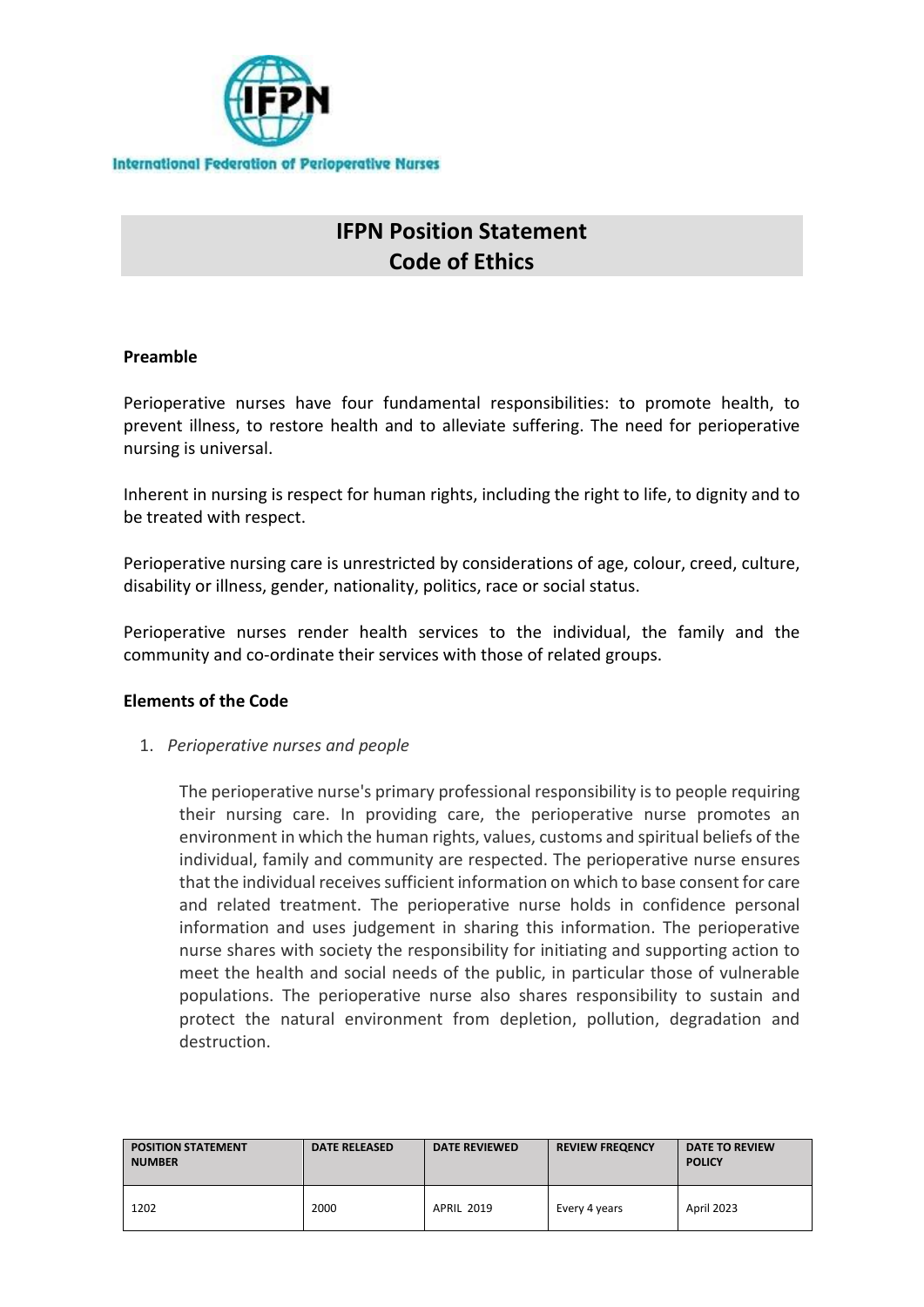International Federation of Perioperative Nurses

# IFPN Position Statement
# Code of Ethics

**Preamble**

Perioperative nurses have four fundamental responsibilities: to promote health, to prevent illness, to restore health and to alleviate suffering. The need for perioperative nursing is universal.

Inherent in nursing is respect for human rights, including the right to life, to dignity and to be treated with respect.

Perioperative nursing care is unrestricted by considerations of age, colour, creed, culture, disability or illness, gender, nationality, politics, race or social status.

Perioperative nurses render health services to the individual, the family and the community and co-ordinate their services with those of related groups.

**Elements of the Code**

1. *Perioperative nurses and people*

   The perioperative nurse's primary professional responsibility is to people requiring their nursing care. In providing care, the perioperative nurse promotes an environment in which the human rights, values, customs and spiritual beliefs of the individual, family and community are respected. The perioperative nurse ensures that the individual receives sufficient information on which to base consent for care and related treatment. The perioperative nurse holds in confidence personal information and uses judgement in sharing this information. The perioperative nurse shares with society the responsibility for initiating and supporting action to meet the health and social needs of the public, in particular those of vulnerable populations. The perioperative nurse also shares responsibility to sustain and protect the natural environment from depletion, pollution, degradation and destruction.

| POSITION STATEMENT NUMBER | DATE RELEASED | DATE REVIEWED | REVIEW FREQENCY | DATE TO REVIEW POLICY |
|---|---|---|---|---|
| 1202 | 2000 | APRIL 2019 | Every 4 years | April 2023 |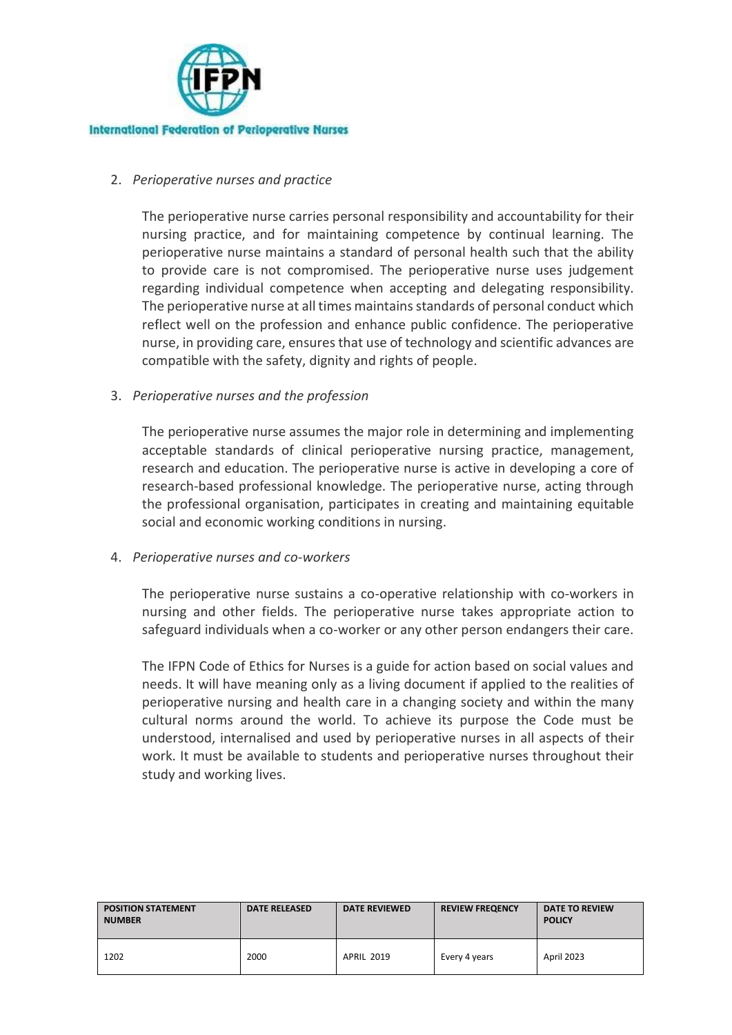2. *Perioperative nurses and practice*

   The perioperative nurse carries personal responsibility and accountability for their nursing practice, and for maintaining competence by continual learning. The perioperative nurse maintains a standard of personal health such that the ability to provide care is not compromised. The perioperative nurse uses judgement regarding individual competence when accepting and delegating responsibility. The perioperative nurse at all times maintains standards of personal conduct which reflect well on the profession and enhance public confidence. The perioperative nurse, in providing care, ensures that use of technology and scientific advances are compatible with the safety, dignity and rights of people.

3. *Perioperative nurses and the profession*

   The perioperative nurse assumes the major role in determining and implementing acceptable standards of clinical perioperative nursing practice, management, research and education. The perioperative nurse is active in developing a core of research-based professional knowledge. The perioperative nurse, acting through the professional organisation, participates in creating and maintaining equitable social and economic working conditions in nursing.

4. *Perioperative nurses and co-workers*

   The perioperative nurse sustains a co-operative relationship with co-workers in nursing and other fields. The perioperative nurse takes appropriate action to safeguard individuals when a co-worker or any other person endangers their care.

   The IFPN Code of Ethics for Nurses is a guide for action based on social values and needs. It will have meaning only as a living document if applied to the realities of perioperative nursing and health care in a changing society and within the many cultural norms around the world. To achieve its purpose the Code must be understood, internalised and used by perioperative nurses in all aspects of their work. It must be available to students and perioperative nurses throughout their study and working lives.

| POSITION STATEMENT NUMBER | DATE RELEASED | DATE REVIEWED | REVIEW FREQENCY | DATE TO REVIEW POLICY |
| --- | --- | --- | --- | --- |
| 1202 | 2000 | APRIL 2019 | Every 4 years | April 2023 |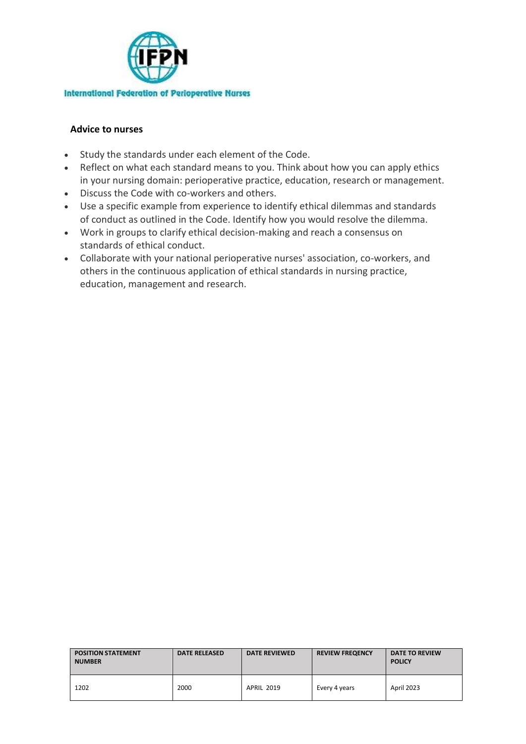International Federation of Perioperative Nurses

**Advice to nurses**

- Study the standards under each element of the Code.
- Reflect on what each standard means to you. Think about how you can apply ethics in your nursing domain: perioperative practice, education, research or management.
- Discuss the Code with co-workers and others.
- Use a specific example from experience to identify ethical dilemmas and standards of conduct as outlined in the Code. Identify how you would resolve the dilemma.
- Work in groups to clarify ethical decision-making and reach a consensus on standards of ethical conduct.
- Collaborate with your national perioperative nurses' association, co-workers, and others in the continuous application of ethical standards in nursing practice, education, management and research.

| POSITION STATEMENT NUMBER | DATE RELEASED | DATE REVIEWED | REVIEW FREQENCY | DATE TO REVIEW POLICY |
| --- | --- | --- | --- | --- |
| 1202 | 2000 | APRIL 2019 | Every 4 years | April 2023 |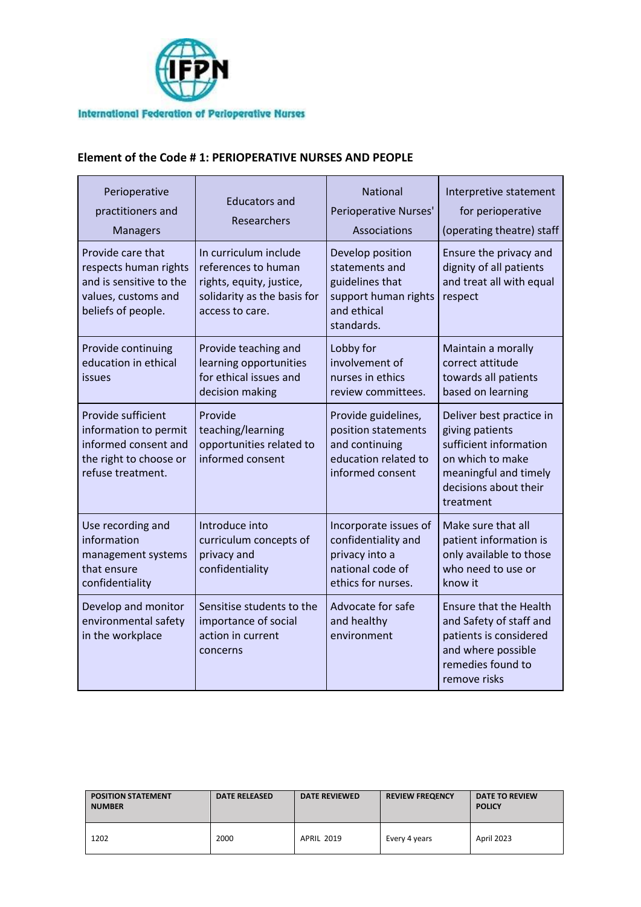International Federation of Perioperative Nurses

### Element of the Code # 1: PERIOPERATIVE NURSES AND PEOPLE

| Perioperative practitioners and Managers | Educators and Researchers | National Perioperative Nurses' Associations | Interpretive statement for perioperative (operating theatre) staff |
|---|---|---|---|
| Provide care that respects human rights and is sensitive to the values, customs and beliefs of people. | In curriculum include references to human rights, equity, justice, solidarity as the basis for access to care. | Develop position statements and guidelines that support human rights and ethical standards. | Ensure the privacy and dignity of all patients and treat all with equal respect |
| Provide continuing education in ethical issues | Provide teaching and learning opportunities for ethical issues and decision making | Lobby for involvement of nurses in ethics review committees. | Maintain a morally correct attitude towards all patients based on learning |
| Provide sufficient information to permit informed consent and the right to choose or refuse treatment. | Provide teaching/learning opportunities related to informed consent | Provide guidelines, position statements and continuing education related to informed consent | Deliver best practice in giving patients sufficient information on which to make meaningful and timely decisions about their treatment |
| Use recording and information management systems that ensure confidentiality | Introduce into curriculum concepts of privacy and confidentiality | Incorporate issues of confidentiality and privacy into a national code of ethics for nurses. | Make sure that all patient information is only available to those who need to use or know it |
| Develop and monitor environmental safety in the workplace | Sensitise students to the importance of social action in current concerns | Advocate for safe and healthy environment | Ensure that the Health and Safety of staff and patients is considered and where possible remedies found to remove risks |

| POSITION STATEMENT NUMBER | DATE RELEASED | DATE REVIEWED | REVIEW FREQENCY | DATE TO REVIEW POLICY |
|---|---|---|---|---|
| 1202 | 2000 | APRIL 2019 | Every 4 years | April 2023 |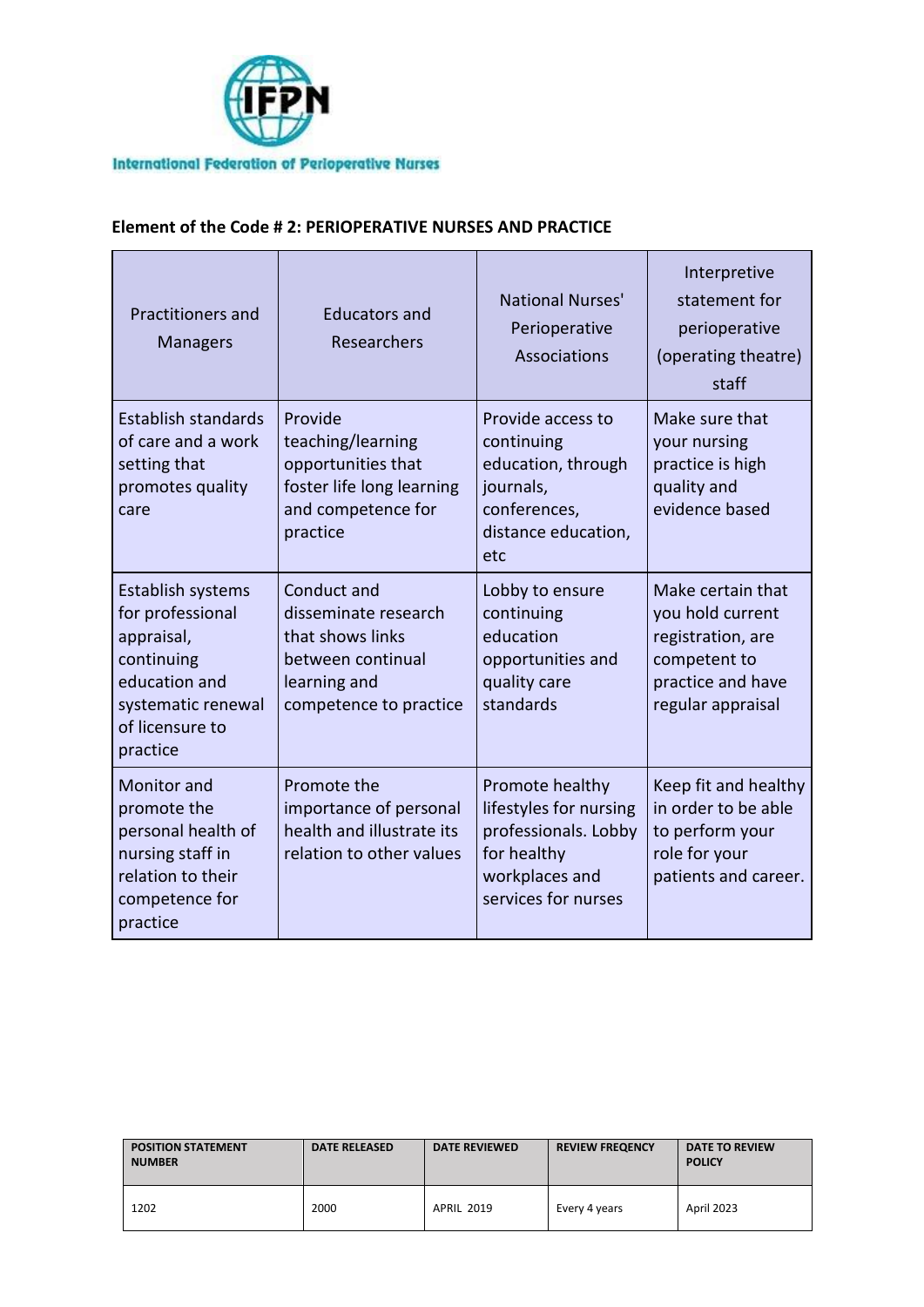International Federation of Perioperative Nurses

**Element of the Code # 2: PERIOPERATIVE NURSES AND PRACTICE**

| Practitioners and Managers | Educators and Researchers | National Nurses' Perioperative Associations | Interpretive statement for perioperative (operating theatre) staff |
|---|---|---|---|
| Establish standards of care and a work setting that promotes quality care | Provide teaching/learning opportunities that foster life long learning and competence for practice | Provide access to continuing education, through journals, conferences, distance education, etc | Make sure that your nursing practice is high quality and evidence based |
| Establish systems for professional appraisal, continuing education and systematic renewal of licensure to practice | Conduct and disseminate research that shows links between continual learning and competence to practice | Lobby to ensure continuing education opportunities and quality care standards | Make certain that you hold current registration, are competent to practice and have regular appraisal |
| Monitor and promote the personal health of nursing staff in relation to their competence for practice | Promote the importance of personal health and illustrate its relation to other values | Promote healthy lifestyles for nursing professionals. Lobby for healthy workplaces and services for nurses | Keep fit and healthy in order to be able to perform your role for your patients and career. |

| POSITION STATEMENT NUMBER | DATE RELEASED | DATE REVIEWED | REVIEW FREQENCY | DATE TO REVIEW POLICY |
|---|---|---|---|---|
| 1202 | 2000 | APRIL 2019 | Every 4 years | April 2023 |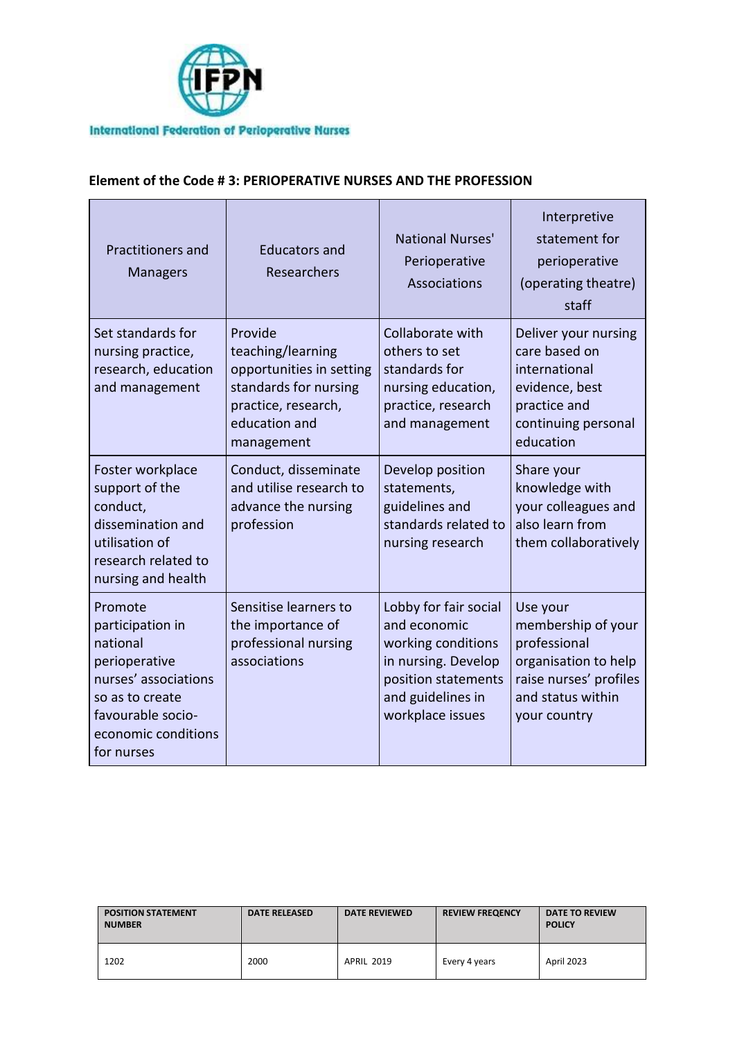International Federation of Perioperative Nurses

**Element of the Code # 3: PERIOPERATIVE NURSES AND THE PROFESSION**

| Practitioners and Managers | Educators and Researchers | National Nurses' Perioperative Associations | Interpretive statement for perioperative (operating theatre) staff |
|---|---|---|---|
| Set standards for nursing practice, research, education and management | Provide teaching/learning opportunities in setting standards for nursing practice, research, education and management | Collaborate with others to set standards for nursing education, practice, research and management | Deliver your nursing care based on international evidence, best practice and continuing personal education |
| Foster workplace support of the conduct, dissemination and utilisation of research related to nursing and health | Conduct, disseminate and utilise research to advance the nursing profession | Develop position statements, guidelines and standards related to nursing research | Share your knowledge with your colleagues and also learn from them collaboratively |
| Promote participation in national perioperative nurses' associations so as to create favourable socio-economic conditions for nurses | Sensitise learners to the importance of professional nursing associations | Lobby for fair social and economic working conditions in nursing. Develop position statements and guidelines in workplace issues | Use your membership of your professional organisation to help raise nurses' profiles and status within your country |

| POSITION STATEMENT NUMBER | DATE RELEASED | DATE REVIEWED | REVIEW FREQENCY | DATE TO REVIEW POLICY |
|---|---|---|---|---|
| 1202 | 2000 | APRIL 2019 | Every 4 years | April 2023 |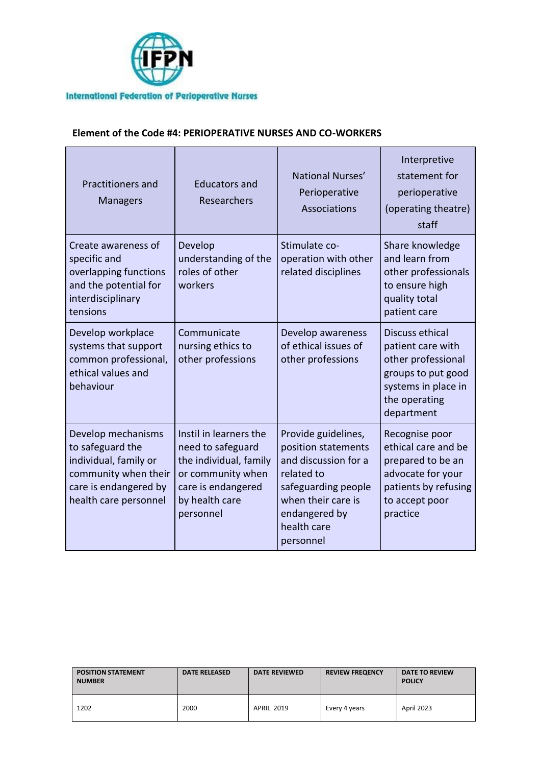**Element of the Code #4: PERIOPERATIVE NURSES AND CO-WORKERS**

| Practitioners and Managers | Educators and Researchers | National Nurses' Perioperative Associations | Interpretive statement for perioperative (operating theatre) staff |
|---|---|---|---|
| Create awareness of specific and overlapping functions and the potential for interdisciplinary tensions | Develop understanding of the roles of other workers | Stimulate co-operation with other related disciplines | Share knowledge and learn from other professionals to ensure high quality total patient care |
| Develop workplace systems that support common professional, ethical values and behaviour | Communicate nursing ethics to other professions | Develop awareness of ethical issues of other professions | Discuss ethical patient care with other professional groups to put good systems in place in the operating department |
| Develop mechanisms to safeguard the individual, family or community when their care is endangered by health care personnel | Instil in learners the need to safeguard the individual, family or community when care is endangered by health care personnel | Provide guidelines, position statements and discussion for a related to safeguarding people when their care is endangered by health care personnel | Recognise poor ethical care and be prepared to be an advocate for your patients by refusing to accept poor practice |

| POSITION STATEMENT NUMBER | DATE RELEASED | DATE REVIEWED | REVIEW FREQENCY | DATE TO REVIEW POLICY |
|---|---|---|---|---|
| 1202 | 2000 | APRIL 2019 | Every 4 years | April 2023 |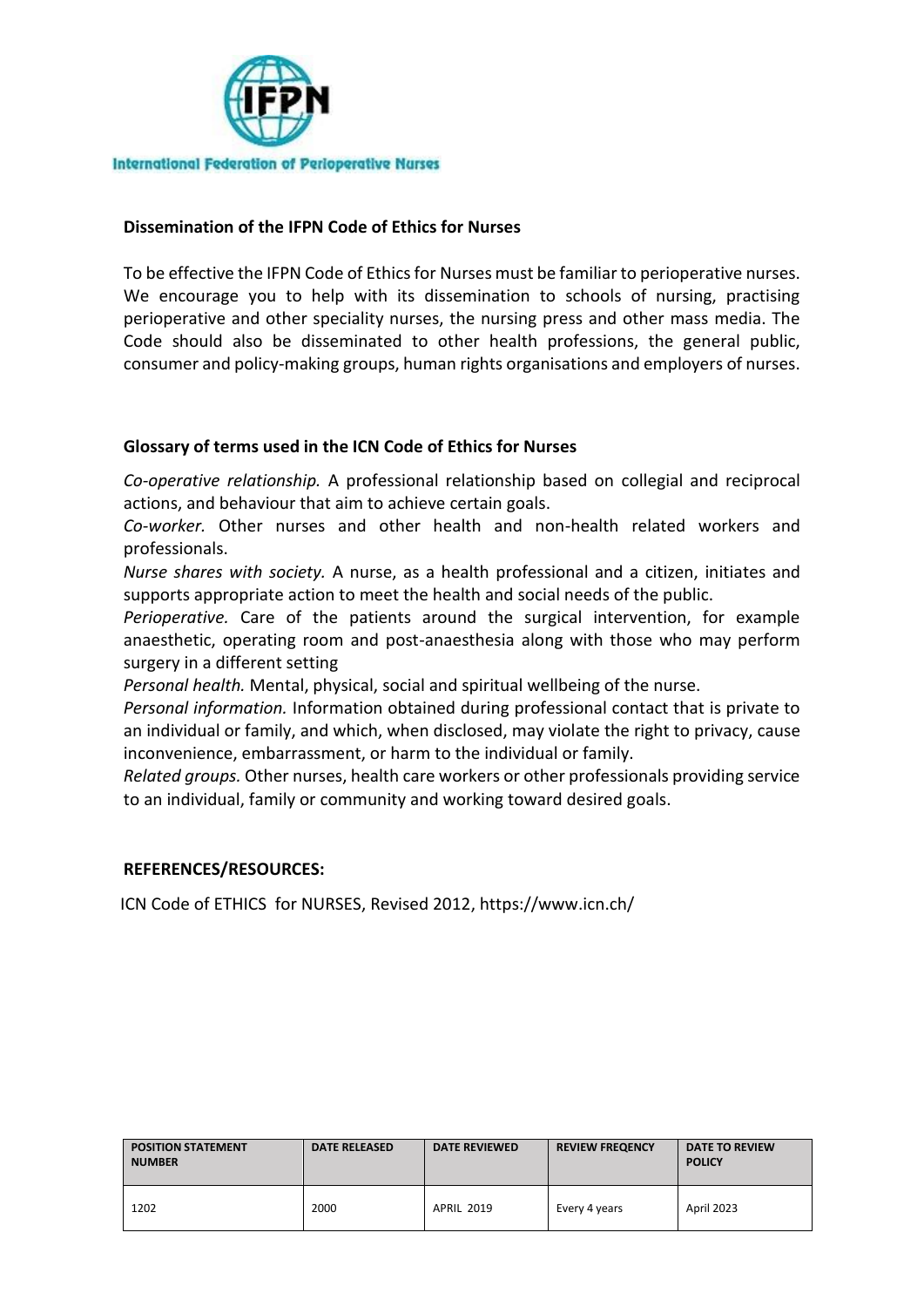International Federation of Perioperative Nurses

**Dissemination of the IFPN Code of Ethics for Nurses**

To be effective the IFPN Code of Ethics for Nurses must be familiar to perioperative nurses. We encourage you to help with its dissemination to schools of nursing, practising perioperative and other speciality nurses, the nursing press and other mass media. The Code should also be disseminated to other health professions, the general public, consumer and policy-making groups, human rights organisations and employers of nurses.

**Glossary of terms used in the ICN Code of Ethics for Nurses**

*Co-operative relationship.* A professional relationship based on collegial and reciprocal actions, and behaviour that aim to achieve certain goals.
*Co-worker.* Other nurses and other health and non-health related workers and professionals.
*Nurse shares with society.* A nurse, as a health professional and a citizen, initiates and supports appropriate action to meet the health and social needs of the public.
*Perioperative.* Care of the patients around the surgical intervention, for example anaesthetic, operating room and post-anaesthesia along with those who may perform surgery in a different setting
*Personal health.* Mental, physical, social and spiritual wellbeing of the nurse.
*Personal information.* Information obtained during professional contact that is private to an individual or family, and which, when disclosed, may violate the right to privacy, cause inconvenience, embarrassment, or harm to the individual or family.
*Related groups.* Other nurses, health care workers or other professionals providing service to an individual, family or community and working toward desired goals.

**REFERENCES/RESOURCES:**

ICN Code of ETHICS for NURSES, Revised 2012, https://www.icn.ch/

| POSITION STATEMENT NUMBER | DATE RELEASED | DATE REVIEWED | REVIEW FREQENCY | DATE TO REVIEW POLICY |
|---|---|---|---|---|
| 1202 | 2000 | APRIL 2019 | Every 4 years | April 2023 |